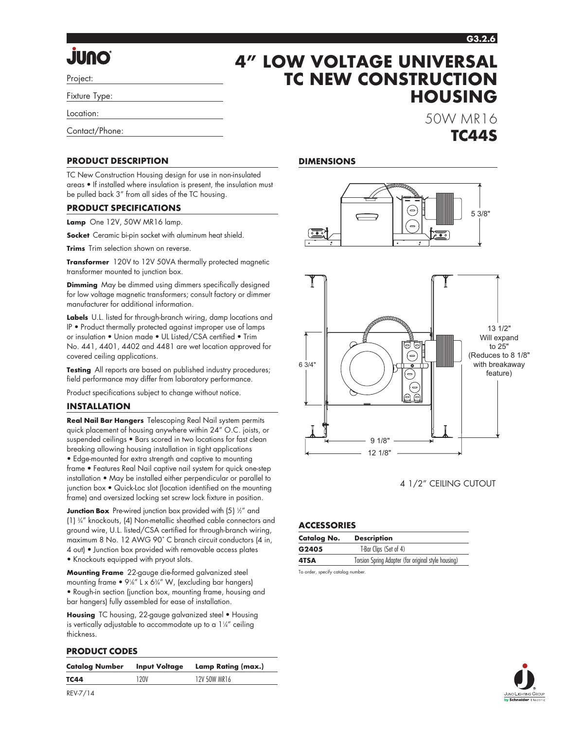# 4" LOW VOLTAGE UNIVERSAL TC NEW CONSTRUCTION HOUSING

50W MR16

**TC44S**

Project:

Fixture Type:

Location:

Contact/Phone:

## PRODUCT DESCRIPTION

TC New Construction Housing design for use in non-insulated areas • If installed where insulation is present, the insulation must be pulled back 3" from all sides of the TC housing.

## PRODUCT SPECIFICATIONS

**Lamp** One 12V, 50W MR16 lamp.

**Socket** Ceramic bi-pin socket with aluminum heat shield.

**Trims** Trim selection shown on reverse.

**Transformer** 120V to 12V 50VA thermally protected magnetic transformer mounted to junction box.

**Dimming** May be dimmed using dimmers specifically designed for low voltage magnetic transformers; consult factory or dimmer manufacturer for additional information.

**Labels** U.L. listed for through-branch wiring, damp locations and IP • Product thermally protected against improper use of lamps or insulation • Union made • UL Listed/CSA certified • Trim No. 441, 4401, 4402 and 4481 are wet location approved for covered ceiling applications.

**Testing** All reports are based on published industry procedures; field performance may differ from laboratory performance.

Product specifications subject to change without notice.

## INSTALLATION

**Real Nail Bar Hangers** Telescoping Real Nail system permits quick placement of housing anywhere within 24" O.C. joists, or suspended ceilings • Bars scored in two locations for fast clean breaking allowing housing installation in tight applications • Edge-mounted for extra strength and captive to mounting frame • Features Real Nail captive nail system for quick one-step installation • May be installed either perpendicular or parallel to junction box • Quick-Loc slot (location identified on the mounting frame) and oversized locking set screw lock fixture in position.

**Junction Box** Pre-wired junction box provided with (5) ½" and (1) ¾" knockouts, (4) Non-metallic sheathed cable connectors and ground wire, U.L. listed/CSA certified for through-branch wiring, maximum 8 No. 12 AWG 90° C branch circuit conductors (4 in, 4 out) • Junction box provided with removable access plates • Knockouts equipped with pryout slots.

**Mounting Frame** 22-gauge die-formed galvanized steel mounting frame • 9⅛" L x 6¾" W, (excluding bar hangers) • Rough-in section (junction box, mounting frame, housing and bar hangers) fully assembled for ease of installation.

**Housing** TC housing, 22-gauge galvanized steel • Housing is vertically adjustable to accommodate up to a 1¼" ceiling thickness.

## PRODUCT CODES

| Catalog Number | Input Voltage | Lamp Rating (max.) |
|---|---|---|
| TC44 | 120V | 12V 50W MR16 |

REV-7/14

## DIMENSIONS

5 3/8"

6 3/4"

13 1/2" Will expand to 25" (Reduces to 8 1/8" with breakaway feature)

9 1/8"

12 1/8"

4 1/2" CEILING CUTOUT

## ACCESSORIES

| Catalog No. | Description |
|---|---|
| G2405 | T-Bar Clips (Set of 4) |
| 4TSA | Torsion Spring Adapter (for original style housing) |

To order, specify catalog number.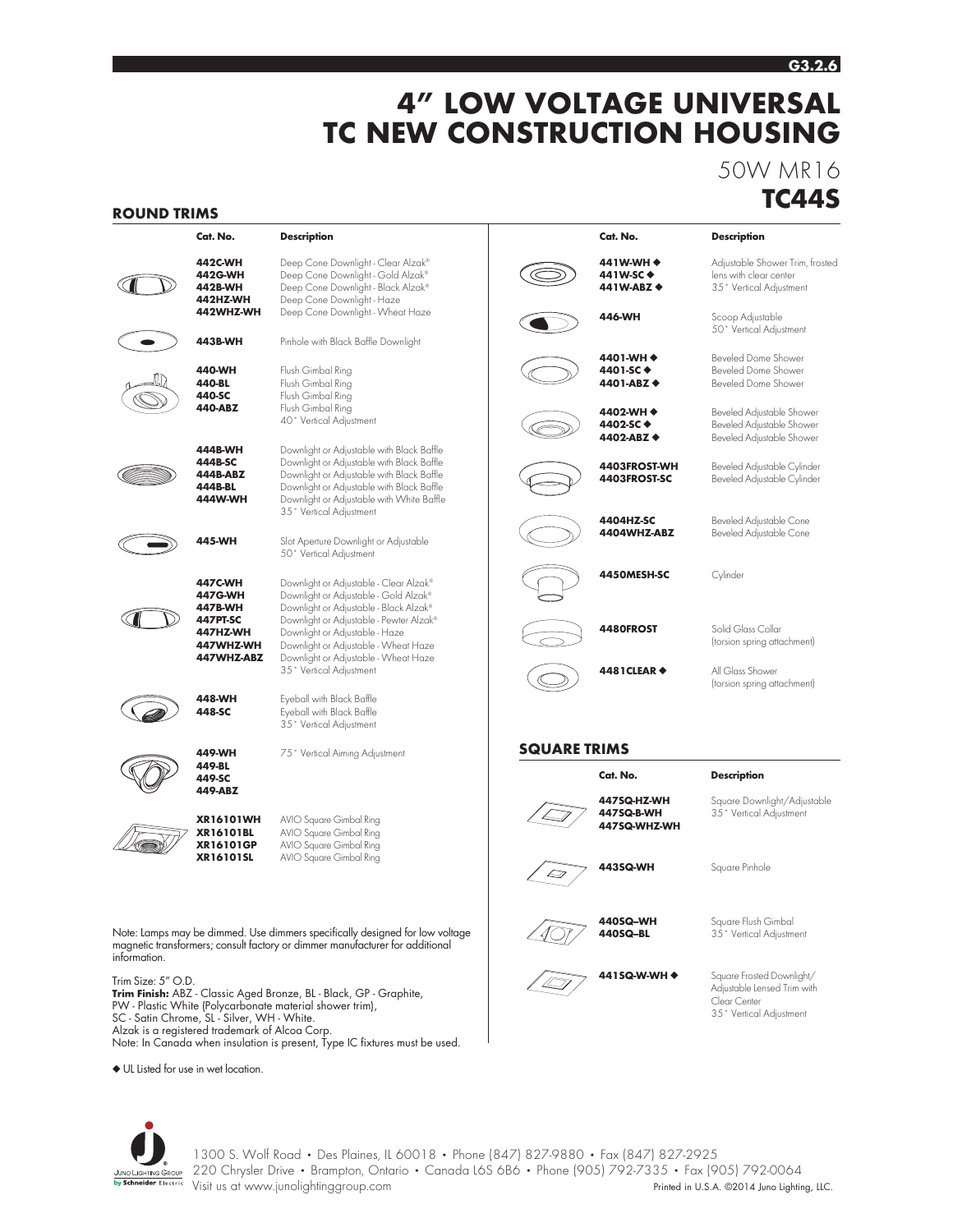# 4" LOW VOLTAGE UNIVERSAL TC NEW CONSTRUCTION HOUSING

50W MR16

**TC44S**

## ROUND TRIMS

| Cat. No. | Description |
|---|---|
| **442C-WH**<br>**442G-WH**<br>**442B-WH**<br>**442HZ-WH**<br>**442WHZ-WH** | Deep Cone Downlight - Clear Alzak®<br>Deep Cone Downlight - Gold Alzak®<br>Deep Cone Downlight - Black Alzak®<br>Deep Cone Downlight - Haze<br>Deep Cone Downlight - Wheat Haze |
| **443B-WH** | Pinhole with Black Baffle Downlight |
| **440-WH**<br>**440-BL**<br>**440-SC**<br>**440-ABZ** | Flush Gimbal Ring<br>Flush Gimbal Ring<br>Flush Gimbal Ring<br>Flush Gimbal Ring<br>40° Vertical Adjustment |
| **444B-WH**<br>**444B-SC**<br>**444B-ABZ**<br>**444B-BL**<br>**444W-WH** | Downlight or Adjustable with Black Baffle<br>Downlight or Adjustable with Black Baffle<br>Downlight or Adjustable with Black Baffle<br>Downlight or Adjustable with Black Baffle<br>Downlight or Adjustable with White Baffle<br>35° Vertical Adjustment |
| **445-WH** | Slot Aperture Downlight or Adjustable<br>50° Vertical Adjustment |
| **447C-WH**<br>**447G-WH**<br>**447B-WH**<br>**447PT-SC**<br>**447HZ-WH**<br>**447WHZ-WH**<br>**447WHZ-ABZ** | Downlight or Adjustable - Clear Alzak®<br>Downlight or Adjustable - Gold Alzak®<br>Downlight or Adjustable - Black Alzak®<br>Downlight or Adjustable - Pewter Alzak®<br>Downlight or Adjustable - Haze<br>Downlight or Adjustable - Wheat Haze<br>Downlight or Adjustable - Wheat Haze<br>35° Vertical Adjustment |
| **448-WH**<br>**448-SC** | Eyeball with Black Baffle<br>Eyeball with Black Baffle<br>35° Vertical Adjustment |
| **449-WH**<br>**449-BL**<br>**449-SC**<br>**449-ABZ** | 75° Vertical Aiming Adjustment |
| **XR16101WH**<br>**XR16101BL**<br>**XR16101GP**<br>**XR16101SL** | AVIO Square Gimbal Ring<br>AVIO Square Gimbal Ring<br>AVIO Square Gimbal Ring<br>AVIO Square Gimbal Ring |
| **441W-WH ◆**<br>**441W-SC ◆**<br>**441W-ABZ ◆** | Adjustable Shower Trim, frosted lens with clear center<br>35° Vertical Adjustment |
| **446-WH** | Scoop Adjustable<br>50° Vertical Adjustment |
| **4401-WH ◆**<br>**4401-SC ◆**<br>**4401-ABZ ◆** | Beveled Dome Shower<br>Beveled Dome Shower<br>Beveled Dome Shower |
| **4402-WH ◆**<br>**4402-SC ◆**<br>**4402-ABZ ◆** | Beveled Adjustable Shower<br>Beveled Adjustable Shower<br>Beveled Adjustable Shower |
| **4403FROST-WH**<br>**4403FROST-SC** | Beveled Adjustable Cylinder<br>Beveled Adjustable Cylinder |
| **4404HZ-SC**<br>**4404WHZ-ABZ** | Beveled Adjustable Cone<br>Beveled Adjustable Cone |
| **4450MESH-SC** | Cylinder |
| **4480FROST** | Solid Glass Collar<br>(torsion spring attachment) |
| **4481CLEAR ◆** | All Glass Shower<br>(torsion spring attachment) |

## SQUARE TRIMS

| Cat. No. | Description |
|---|---|
| **447SQ-HZ-WH**<br>**447SQ-B-WH**<br>**447SQ-WHZ-WH** | Square Downlight/Adjustable<br>35° Vertical Adjustment |
| **443SQ-WH** | Square Pinhole |
| **440SQ–WH**<br>**440SQ–BL** | Square Flush Gimbal<br>35° Vertical Adjustment |
| **441SQ-W-WH ◆** | Square Frosted Downlight/ Adjustable Lensed Trim with Clear Center<br>35° Vertical Adjustment |

Note: Lamps may be dimmed. Use dimmers specifically designed for low voltage magnetic transformers; consult factory or dimmer manufacturer for additional information.

Trim Size: 5" O.D.
**Trim Finish:** ABZ - Classic Aged Bronze, BL - Black, GP - Graphite, PW - Plastic White (Polycarbonate material shower trim), SC - Satin Chrome, SL - Silver, WH - White.
Alzak is a registered trademark of Alcoa Corp.
Note: In Canada when insulation is present, Type IC fixtures must be used.

◆ UL Listed for use in wet location.

1300 S. Wolf Road • Des Plaines, IL 60018 • Phone (847) 827-9880 • Fax (847) 827-2925
220 Chrysler Drive • Brampton, Ontario • Canada L6S 6B6 • Phone (905) 792-7335 • Fax (905) 792-0064
Visit us at www.junolightinggroup.com

Printed in U.S.A. ©2014 Juno Lighting, LLC.